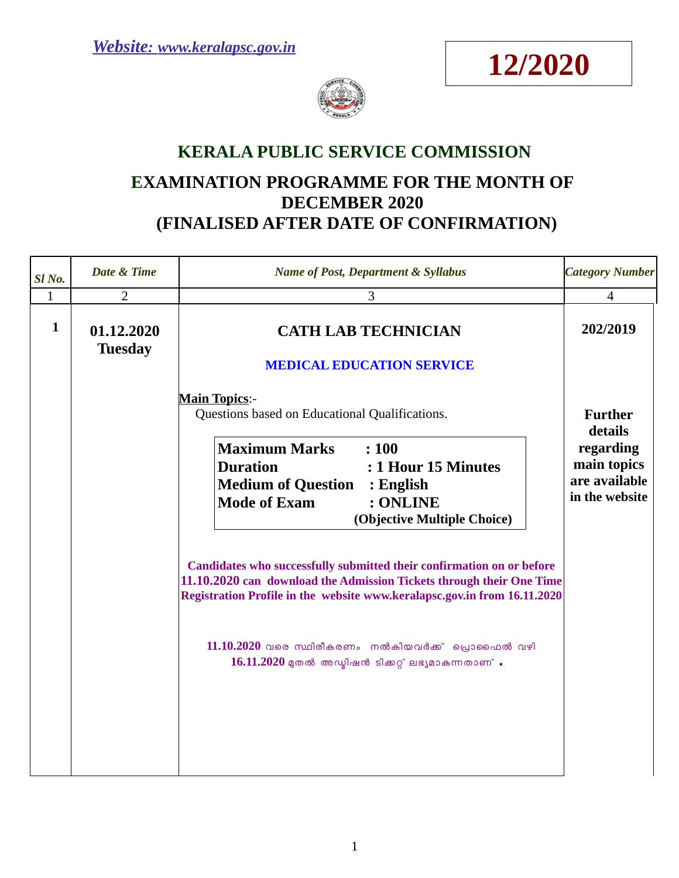*Website: www.keralapsc.gov.in*

**12/2020**

## KERALA PUBLIC SERVICE COMMISSION

## EXAMINATION PROGRAMME FOR THE MONTH OF DECEMBER 2020 (FINALISED AFTER DATE OF CONFIRMATION)

| *Sl No.* | *Date & Time* | *Name of Post, Department & Syllabus* | *Category Number* |
|---|---|---|---|
| 1 | 2 | 3 | 4 |
| **1** | **01.12.2020 Tuesday** | **CATH LAB TECHNICIAN**<br><br>**MEDICAL EDUCATION SERVICE**<br><br>**Main Topics**:-<br>Questions based on Educational Qualifications.<br><br>**Maximum Marks : 100**<br>**Duration : 1 Hour 15 Minutes**<br>**Medium of Question : English**<br>**Mode of Exam : ONLINE (Objective Multiple Choice)**<br><br>**Candidates who successfully submitted their confirmation on or before 11.10.2020 can download the Admission Tickets through their One Time Registration Profile in the website www.keralapsc.gov.in from 16.11.2020**<br><br>**11.10.2020** വരെ സ്ഥിരീകരണം നൽകിയവർക്ക് പ്രൊഫൈൽ വഴി **16.11.2020** മുതൽ അഡ്മിഷൻ ടിക്കറ്റ് ലഭ്യമാകുന്നതാണ് . | **202/2019**<br><br>**Further details regarding main topics are available in the website** |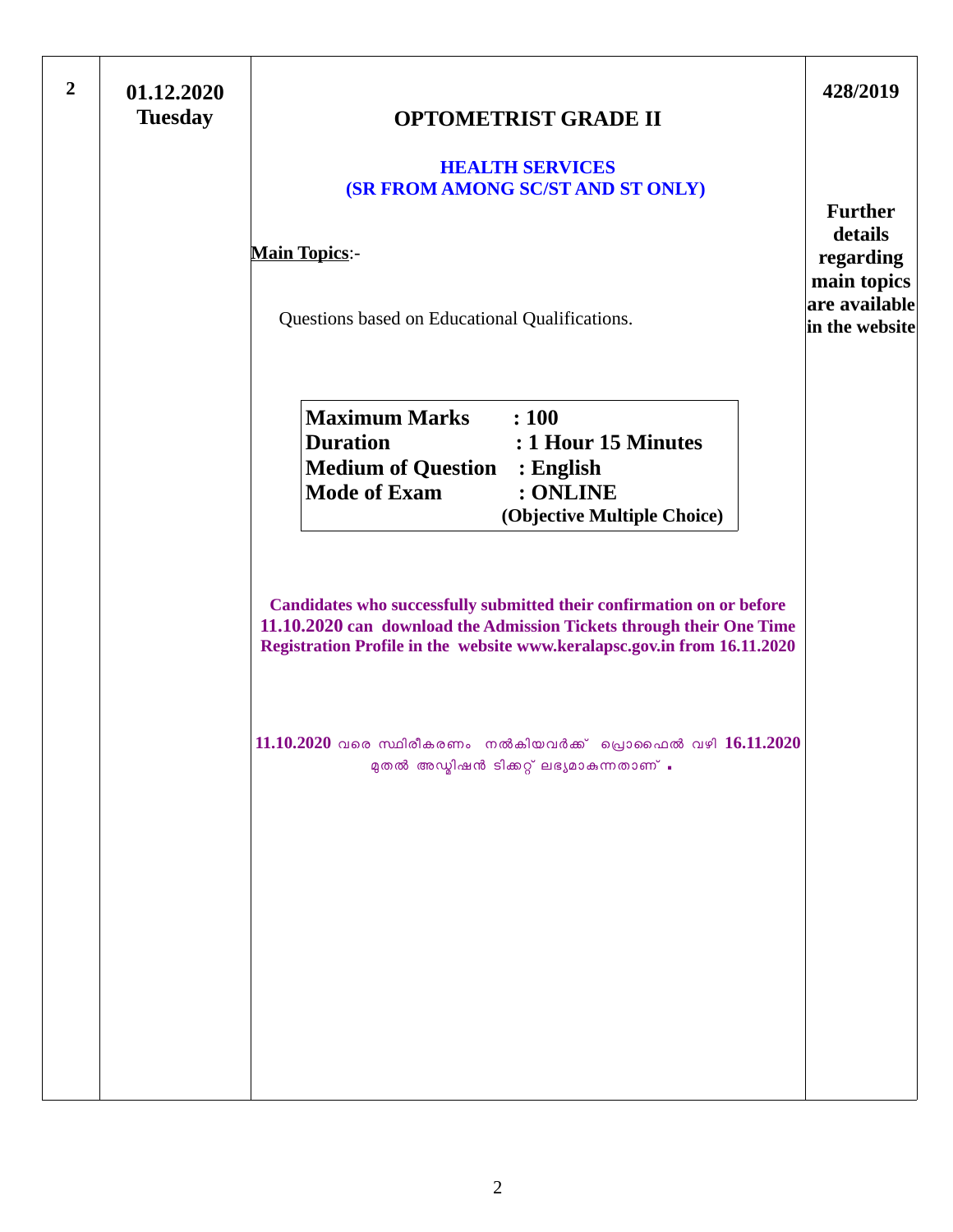| | | | |
|---|---|---|---|
| **2** | **01.12.2020**<br>**Tuesday** | **OPTOMETRIST GRADE II**<br><br>**HEALTH SERVICES**<br>**(SR FROM AMONG SC/ST AND ST ONLY)**<br><br>**Main Topics**:-<br><br>Questions based on Educational Qualifications.<br><br>**Maximum Marks : 100**<br>**Duration : 1 Hour 15 Minutes**<br>**Medium of Question : English**<br>**Mode of Exam : ONLINE**<br>**(Objective Multiple Choice)**<br><br>**Candidates who successfully submitted their confirmation on or before 11.10.2020 can download the Admission Tickets through their One Time Registration Profile in the website www.keralapsc.gov.in from 16.11.2020**<br><br>**11.10.2020** വരെ സ്ഥിരീകരണം നൽകിയവർക്ക് പ്രൊഫൈൽ വഴി **16.11.2020** മുതൽ അഡ്മിഷൻ ടിക്കറ്റ് ലഭ്യമാകുന്നതാണ് . | **428/2019**<br><br>**Further details regarding main topics are available in the website** |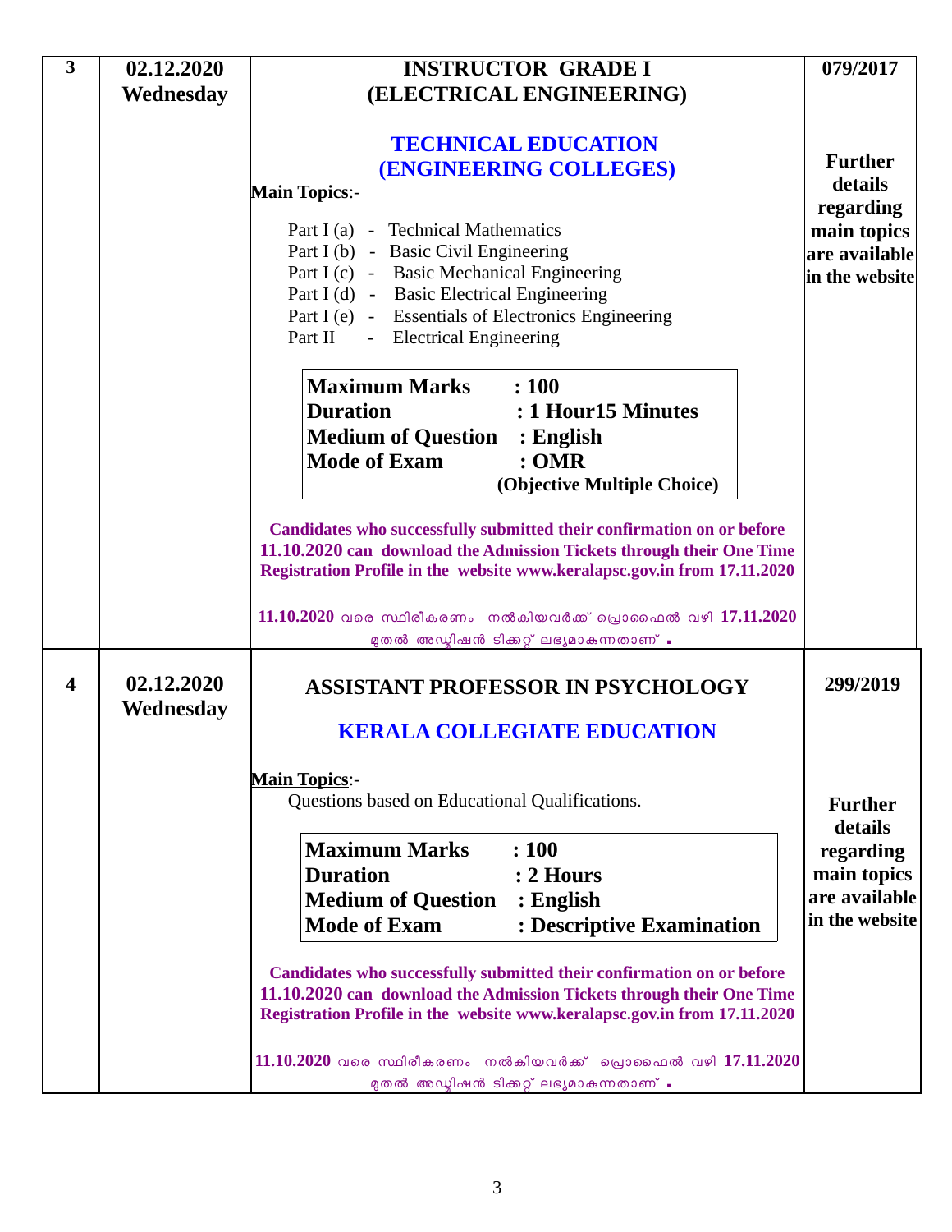| 3 | 02.12.2020<br>Wednesday | **INSTRUCTOR GRADE I (ELECTRICAL ENGINEERING)**<br><br>**TECHNICAL EDUCATION (ENGINEERING COLLEGES)**<br><br>**Main Topics**:-<br>Part I (a) - Technical Mathematics<br>Part I (b) - Basic Civil Engineering<br>Part I (c) - Basic Mechanical Engineering<br>Part I (d) - Basic Electrical Engineering<br>Part I (e) - Essentials of Electronics Engineering<br>Part II - Electrical Engineering<br><br>**Maximum Marks : 100**<br>**Duration : 1 Hour15 Minutes**<br>**Medium of Question : English**<br>**Mode of Exam : OMR (Objective Multiple Choice)**<br><br>**Candidates who successfully submitted their confirmation on or before 11.10.2020 can download the Admission Tickets through their One Time Registration Profile in the website www.keralapsc.gov.in from 17.11.2020**<br><br>**11.10.2020** വരെ സ്ഥിരീകരണം നൽകിയവർക്ക് പ്രൊഫൈൽ വഴി **17.11.2020** മുതൽ അഡ്മിഷൻ ടിക്കറ്റ് ലഭ്യമാകുന്നതാണ് . | **079/2017**<br><br>**Further details regarding main topics are available in the website** |
|---|---|---|---|
| 4 | 02.12.2020<br>Wednesday | **ASSISTANT PROFESSOR IN PSYCHOLOGY**<br><br>**KERALA COLLEGIATE EDUCATION**<br><br>**Main Topics**:-<br>Questions based on Educational Qualifications.<br><br>**Maximum Marks : 100**<br>**Duration : 2 Hours**<br>**Medium of Question : English**<br>**Mode of Exam : Descriptive Examination**<br><br>**Candidates who successfully submitted their confirmation on or before 11.10.2020 can download the Admission Tickets through their One Time Registration Profile in the website www.keralapsc.gov.in from 17.11.2020**<br><br>**11.10.2020** വരെ സ്ഥിരീകരണം നൽകിയവർക്ക് പ്രൊഫൈൽ വഴി **17.11.2020** മുതൽ അഡ്മിഷൻ ടിക്കറ്റ് ലഭ്യമാകുന്നതാണ് . | **299/2019**<br><br>**Further details regarding main topics are available in the website** |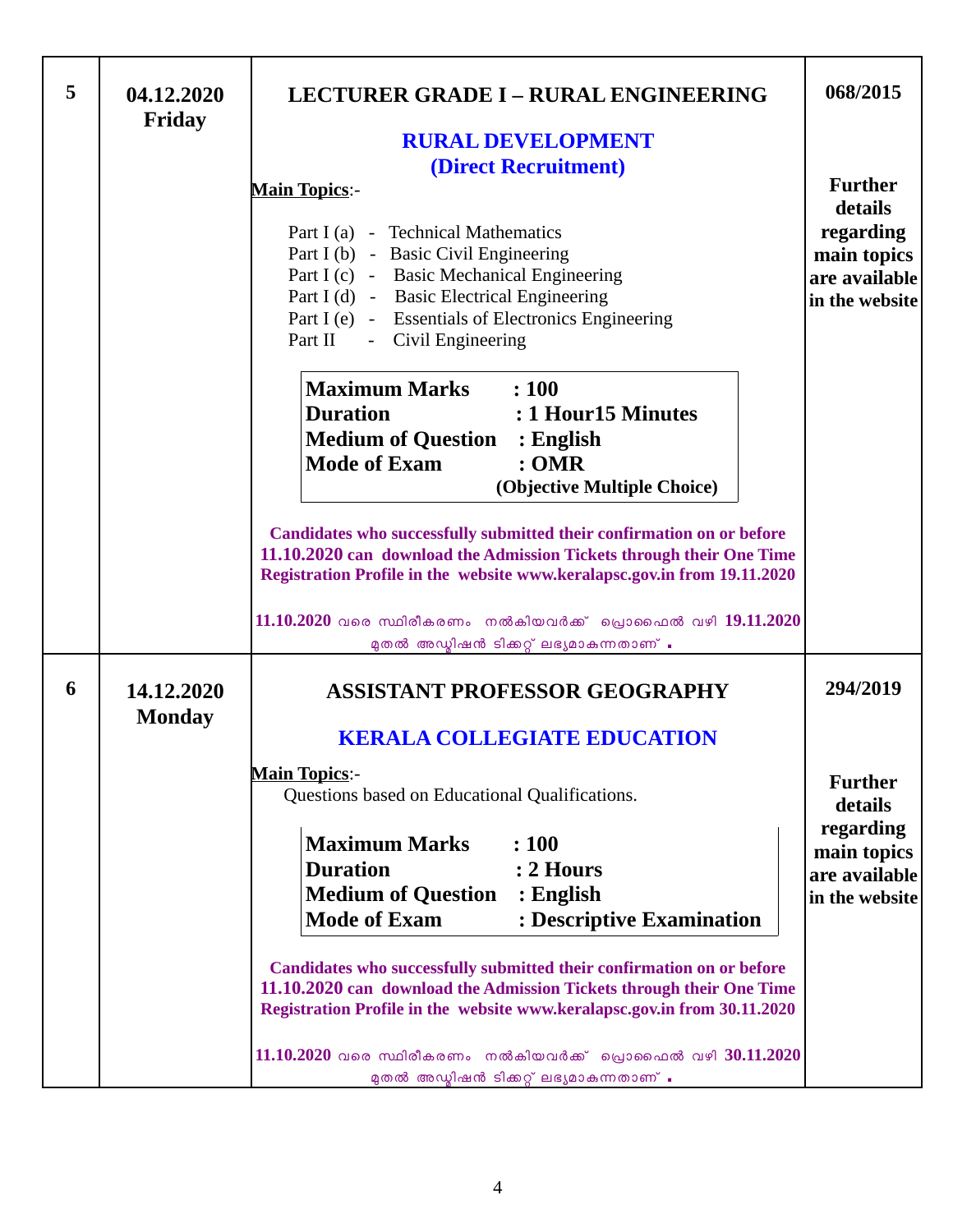| 5 | 04.12.2020 Friday | **LECTURER GRADE I – RURAL ENGINEERING**<br><br>**RURAL DEVELOPMENT (Direct Recruitment)**<br><br>**Main Topics**:-<br>Part I (a) - Technical Mathematics<br>Part I (b) - Basic Civil Engineering<br>Part I (c) - Basic Mechanical Engineering<br>Part I (d) - Basic Electrical Engineering<br>Part I (e) - Essentials of Electronics Engineering<br>Part II - Civil Engineering<br><br>**Maximum Marks : 100**<br>**Duration : 1 Hour15 Minutes**<br>**Medium of Question : English**<br>**Mode of Exam : OMR (Objective Multiple Choice)**<br><br>**Candidates who successfully submitted their confirmation on or before 11.10.2020 can download the Admission Tickets through their One Time Registration Profile in the website www.keralapsc.gov.in from 19.11.2020**<br><br>**11.10.2020** വരെ സ്ഥിരീകരണം നൽകിയവർക്ക് പ്രൊഫൈൽ വഴി **19.11.2020** മുതൽ അഡ്മിഷൻ ടിക്കറ്റ് ലഭ്യമാകുന്നതാണ് . | **068/2015**<br><br>**Further details regarding main topics are available in the website** |
|---|---|---|---|
| 6 | 14.12.2020 Monday | **ASSISTANT PROFESSOR GEOGRAPHY**<br><br>**KERALA COLLEGIATE EDUCATION**<br><br>**Main Topics**:-<br>Questions based on Educational Qualifications.<br><br>**Maximum Marks : 100**<br>**Duration : 2 Hours**<br>**Medium of Question : English**<br>**Mode of Exam : Descriptive Examination**<br><br>**Candidates who successfully submitted their confirmation on or before 11.10.2020 can download the Admission Tickets through their One Time Registration Profile in the website www.keralapsc.gov.in from 30.11.2020**<br><br>**11.10.2020** വരെ സ്ഥിരീകരണം നൽകിയവർക്ക് പ്രൊഫൈൽ വഴി **30.11.2020** മുതൽ അഡ്മിഷൻ ടിക്കറ്റ് ലഭ്യമാകുന്നതാണ് . | **294/2019**<br><br>**Further details regarding main topics are available in the website** |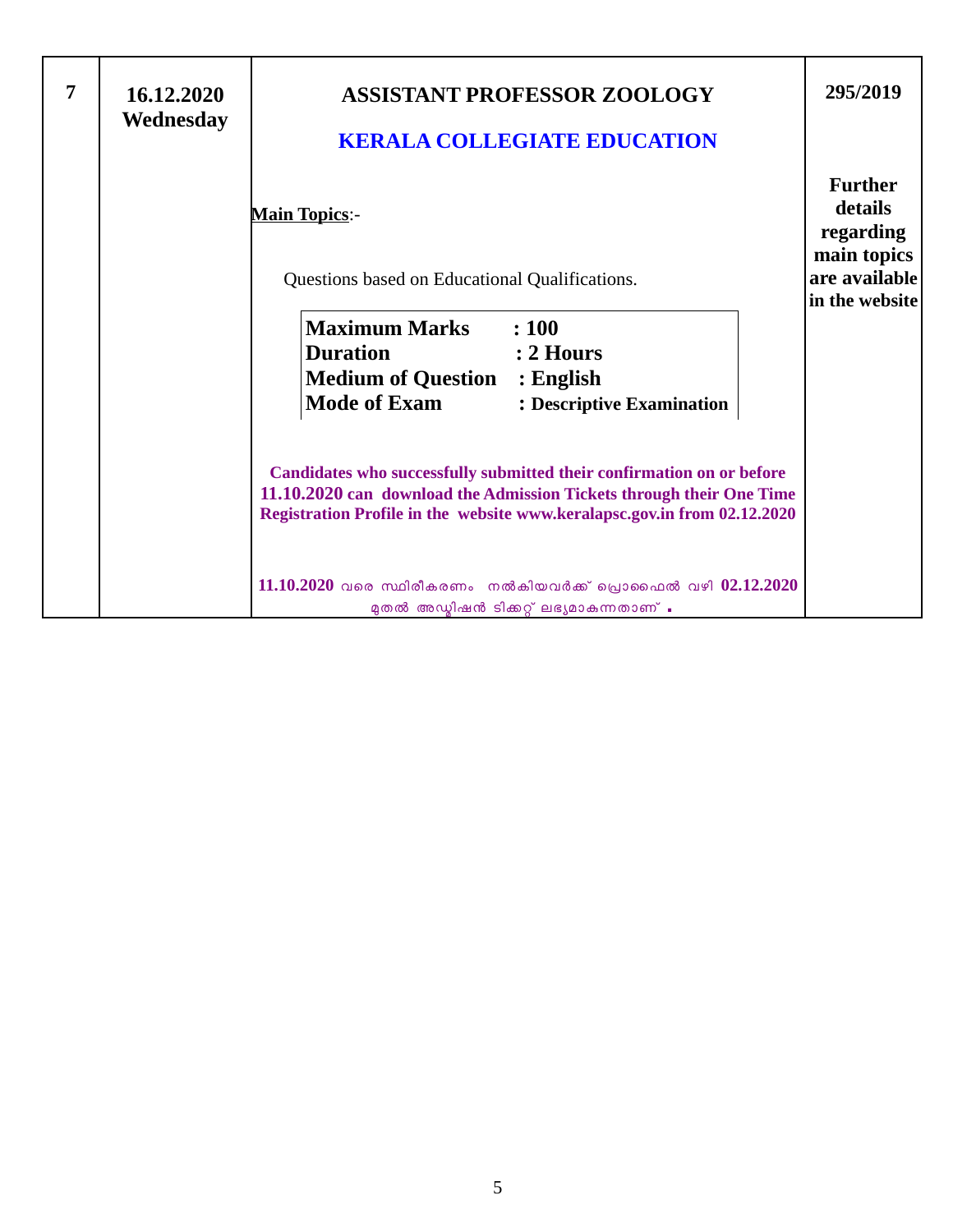| 7 | 16.12.2020 Wednesday | **ASSISTANT PROFESSOR ZOOLOGY**<br><br>**KERALA COLLEGIATE EDUCATION**<br><br>**Main Topics**:-<br><br>Questions based on Educational Qualifications.<br><br>**Maximum Marks : 100**<br>**Duration : 2 Hours**<br>**Medium of Question : English**<br>**Mode of Exam : Descriptive Examination**<br><br>**Candidates who successfully submitted their confirmation on or before 11.10.2020 can download the Admission Tickets through their One Time Registration Profile in the website www.keralapsc.gov.in from 02.12.2020**<br><br>**11.10.2020** വരെ സ്ഥിരീകരണം നൽകിയവർക്ക് പ്രൊഫൈൽ വഴി **02.12.2020** മുതൽ അഡ്മിഷൻ ടിക്കറ്റ് ലഭ്യമാകുന്നതാണ് . | **295/2019**<br><br>**Further details regarding main topics are available in the website** |
|---|---|---|---|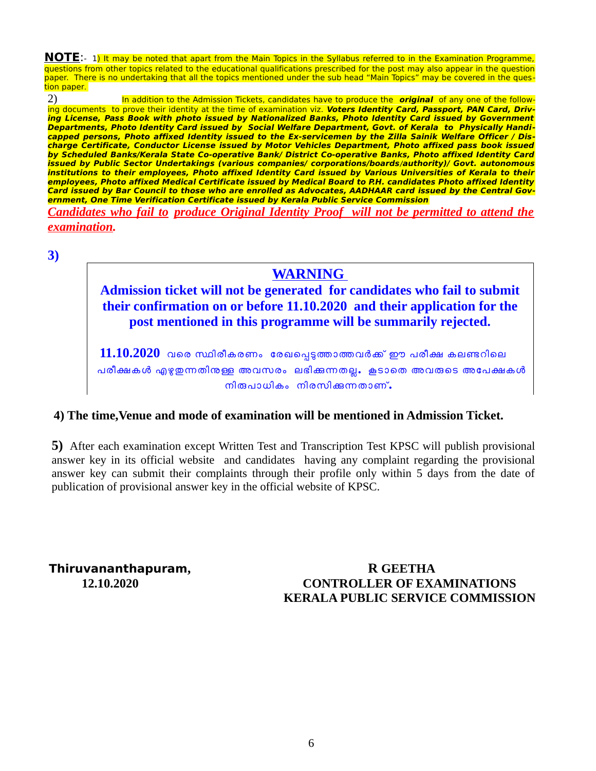**NOTE**:- 1) It may be noted that apart from the Main Topics in the Syllabus referred to in the Examination Programme, questions from other topics related to the educational qualifications prescribed for the post may also appear in the question paper. There is no undertaking that all the topics mentioned under the sub head "Main Topics" may be covered in the question paper.

2) In addition to the Admission Tickets, candidates have to produce the ***original*** of any one of the following documents to prove their identity at the time of examination viz. ***Voters Identity Card, Passport, PAN Card, Driving License, Pass Book with photo issued by Nationalized Banks, Photo Identity Card issued by Government Departments, Photo Identity Card issued by Social Welfare Department, Govt. of Kerala to Physically Handicapped persons, Photo affixed Identity issued to the Ex-servicemen by the Zilla Sainik Welfare Officer / Discharge Certificate, Conductor License issued by Motor Vehicles Department, Photo affixed pass book issued by Scheduled Banks/Kerala State Co-operative Bank/ District Co-operative Banks, Photo affixed Identity Card issued by Public Sector Undertakings (various companies/ corporations/boards/authority)/ Govt. autonomous institutions to their employees, Photo affixed Identity Card issued by Various Universities of Kerala to their employees, Photo affixed Medical Certificate issued by Medical Board to P.H. candidates Photo affixed Identity Card issued by Bar Council to those who are enrolled as Advocates, AADHAAR card issued by the Central Government, One Time Verification Certificate issued by Kerala Public Service Commission***

***Candidates who fail to produce Original Identity Proof will not be permitted to attend the examination.***

**3)**

**WARNING**

**Admission ticket will not be generated for candidates who fail to submit their confirmation on or before 11.10.2020 and their application for the post mentioned in this programme will be summarily rejected.**

**11.10.2020** വരെ സ്ഥിരീകരണം രേഖപ്പെടുത്താത്തവർക്ക് ഈ പരീക്ഷ കലണ്ടറിലെ പരീക്ഷകൾ എഴുതുന്നതിനുള്ള അവസരം ലഭിക്കുന്നതല്ല**.** കൂടാതെ അവരുടെ അപേക്ഷകൾ നിരുപാധികം നിരസിക്കുന്നതാണ്**.**

**4) The time,Venue and mode of examination will be mentioned in Admission Ticket.**

**5)** After each examination except Written Test and Transcription Test KPSC will publish provisional answer key in its official website and candidates having any complaint regarding the provisional answer key can submit their complaints through their profile only within 5 days from the date of publication of provisional answer key in the official website of KPSC.

**Thiruvananthapuram,**
**12.10.2020**

**R GEETHA**
**CONTROLLER OF EXAMINATIONS**
**KERALA PUBLIC SERVICE COMMISSION**